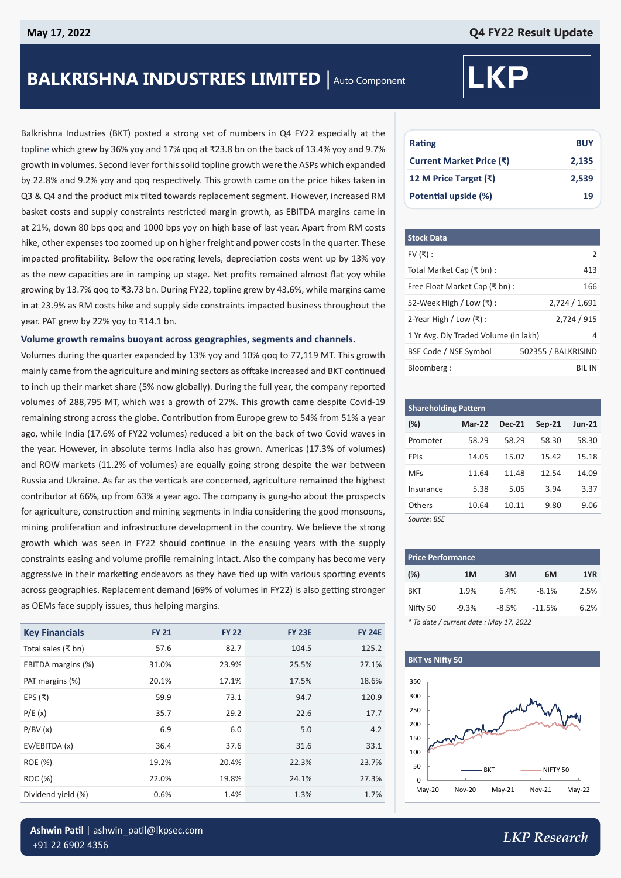May 17, 2022

Q4 FY22 Result Update

# BALKRISHNA INDUSTRIES LIMITED | Auto Component

LKP

Balkrishna Industries (BKT) posted a strong set of numbers in Q4 FY22 especially at the topline which grew by 36% yoy and 17% qoq at ₹23.8 bn on the back of 13.4% yoy and 9.7% growth in volumes. Second lever for this solid topline growth were the ASPs which expanded by 22.8% and 9.2% yoy and qoq respectively. This growth came on the price hikes taken in Q3 & Q4 and the product mix tilted towards replacement segment. However, increased RM basket costs and supply constraints restricted margin growth, as EBITDA margins came in at 21%, down 80 bps qoq and 1000 bps yoy on high base of last year. Apart from RM costs hike, other expenses too zoomed up on higher freight and power costs in the quarter. These impacted profitability. Below the operating levels, depreciation costs went up by 13% yoy as the new capacities are in ramping up stage. Net profits remained almost flat yoy while growing by 13.7% qoq to ₹3.73 bn. During FY22, topline grew by 43.6%, while margins came in at 23.9% as RM costs hike and supply side constraints impacted business throughout the year. PAT grew by 22% yoy to ₹14.1 bn.

### Volume growth remains buoyant across geographies, segments and channels.

Volumes during the quarter expanded by 13% yoy and 10% qoq to 77,119 MT. This growth mainly came from the agriculture and mining sectors as offtake increased and BKT continued to inch up their market share (5% now globally). During the full year, the company reported volumes of 288,795 MT, which was a growth of 27%. This growth came despite Covid-19 remaining strong across the globe. Contribution from Europe grew to 54% from 51% a year ago, while India (17.6% of FY22 volumes) reduced a bit on the back of two Covid waves in the year. However, in absolute terms India also has grown. Americas (17.3% of volumes) and ROW markets (11.2% of volumes) are equally going strong despite the war between Russia and Ukraine. As far as the verticals are concerned, agriculture remained the highest contributor at 66%, up from 63% a year ago. The company is gung-ho about the prospects for agriculture, construction and mining segments in India considering the good monsoons, mining proliferation and infrastructure development in the country. We believe the strong growth which was seen in FY22 should continue in the ensuing years with the supply constraints easing and volume profile remaining intact. Also the company has become very aggressive in their marketing endeavors as they have tied up with various sporting events across geographies. Replacement demand (69% of volumes in FY22) is also getting stronger as OEMs face supply issues, thus helping margins.

| Key Financials | FY 21 | FY 22 | FY 23E | FY 24E |
|---|---|---|---|---|
| Total sales (₹ bn) | 57.6 | 82.7 | 104.5 | 125.2 |
| EBITDA margins (%) | 31.0% | 23.9% | 25.5% | 27.1% |
| PAT margins (%) | 20.1% | 17.1% | 17.5% | 18.6% |
| EPS (₹) | 59.9 | 73.1 | 94.7 | 120.9 |
| P/E (x) | 35.7 | 29.2 | 22.6 | 17.7 |
| P/BV (x) | 6.9 | 6.0 | 5.0 | 4.2 |
| EV/EBITDA (x) | 36.4 | 37.6 | 31.6 | 33.1 |
| ROE (%) | 19.2% | 20.4% | 22.3% | 23.7% |
| ROC (%) | 22.0% | 19.8% | 24.1% | 27.3% |
| Dividend yield (%) | 0.6% | 1.4% | 1.3% | 1.7% |

| Rating | BUY |
|---|---|
| Current Market Price (₹) | 2,135 |
| 12 M Price Target (₹) | 2,539 |
| Potential upside (%) | 19 |

| Stock Data | |
|---|---|
| FV (₹) : | 2 |
| Total Market Cap (₹ bn) : | 413 |
| Free Float Market Cap (₹ bn) : | 166 |
| 52-Week High / Low (₹) : | 2,724 / 1,691 |
| 2-Year High / Low (₹) : | 2,724 / 915 |
| 1 Yr Avg. Dly Traded Volume (in lakh) | 4 |
| BSE Code / NSE Symbol | 502355 / BALKRISIND |
| Bloomberg : | BIL IN |

Shareholding Pattern

| (%) | Mar-22 | Dec-21 | Sep-21 | Jun-21 |
|---|---|---|---|---|
| Promoter | 58.29 | 58.29 | 58.30 | 58.30 |
| FPIs | 14.05 | 15.07 | 15.42 | 15.18 |
| MFs | 11.64 | 11.48 | 12.54 | 14.09 |
| Insurance | 5.38 | 5.05 | 3.94 | 3.37 |
| Others | 10.64 | 10.11 | 9.80 | 9.06 |

*Source: BSE*

Price Performance

| (%) | 1M | 3M | 6M | 1YR |
|---|---|---|---|---|
| BKT | 1.9% | 6.4% | -8.1% | 2.5% |
| Nifty 50 | -9.3% | -8.5% | -11.5% | 6.2% |

*\* To date / current date : May 17, 2022*

BKT vs Nifty 50

**Ashwin Patil** | ashwin_patil@lkpsec.com
+91 22 6902 4356

*LKP Research*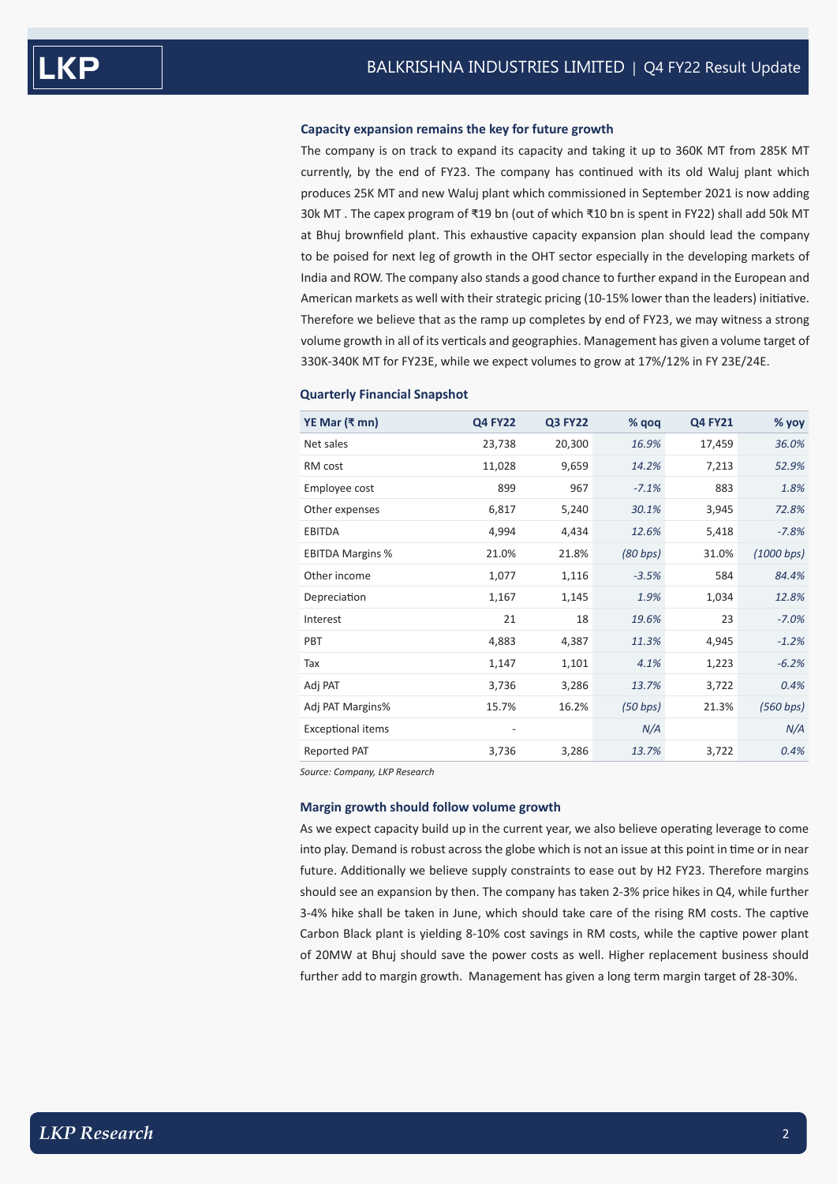### Capacity expansion remains the key for future growth

The company is on track to expand its capacity and taking it up to 360K MT from 285K MT currently, by the end of FY23. The company has continued with its old Waluj plant which produces 25K MT and new Waluj plant which commissioned in September 2021 is now adding 30k MT . The capex program of ₹19 bn (out of which ₹10 bn is spent in FY22) shall add 50k MT at Bhuj brownfield plant. This exhaustive capacity expansion plan should lead the company to be poised for next leg of growth in the OHT sector especially in the developing markets of India and ROW. The company also stands a good chance to further expand in the European and American markets as well with their strategic pricing (10-15% lower than the leaders) initiative. Therefore we believe that as the ramp up completes by end of FY23, we may witness a strong volume growth in all of its verticals and geographies. Management has given a volume target of 330K-340K MT for FY23E, while we expect volumes to grow at 17%/12% in FY 23E/24E.

### Quarterly Financial Snapshot

| YE Mar (₹ mn) | Q4 FY22 | Q3 FY22 | % qoq | Q4 FY21 | % yoy |
|---|---|---|---|---|---|
| Net sales | 23,738 | 20,300 | *16.9%* | 17,459 | *36.0%* |
| RM cost | 11,028 | 9,659 | *14.2%* | 7,213 | *52.9%* |
| Employee cost | 899 | 967 | *-7.1%* | 883 | *1.8%* |
| Other expenses | 6,817 | 5,240 | *30.1%* | 3,945 | *72.8%* |
| EBITDA | 4,994 | 4,434 | *12.6%* | 5,418 | *-7.8%* |
| EBITDA Margins % | 21.0% | 21.8% | *(80 bps)* | 31.0% | *(1000 bps)* |
| Other income | 1,077 | 1,116 | *-3.5%* | 584 | *84.4%* |
| Depreciation | 1,167 | 1,145 | *1.9%* | 1,034 | *12.8%* |
| Interest | 21 | 18 | *19.6%* | 23 | *-7.0%* |
| PBT | 4,883 | 4,387 | *11.3%* | 4,945 | *-1.2%* |
| Tax | 1,147 | 1,101 | *4.1%* | 1,223 | *-6.2%* |
| Adj PAT | 3,736 | 3,286 | *13.7%* | 3,722 | *0.4%* |
| Adj PAT Margins% | 15.7% | 16.2% | *(50 bps)* | 21.3% | *(560 bps)* |
| Exceptional items | - |  | *N/A* |  | *N/A* |
| Reported PAT | 3,736 | 3,286 | *13.7%* | 3,722 | *0.4%* |

*Source: Company, LKP Research*

### Margin growth should follow volume growth

As we expect capacity build up in the current year, we also believe operating leverage to come into play. Demand is robust across the globe which is not an issue at this point in time or in near future. Additionally we believe supply constraints to ease out by H2 FY23. Therefore margins should see an expansion by then. The company has taken 2-3% price hikes in Q4, while further 3-4% hike shall be taken in June, which should take care of the rising RM costs. The captive Carbon Black plant is yielding 8-10% cost savings in RM costs, while the captive power plant of 20MW at Bhuj should save the power costs as well. Higher replacement business should further add to margin growth. Management has given a long term margin target of 28-30%.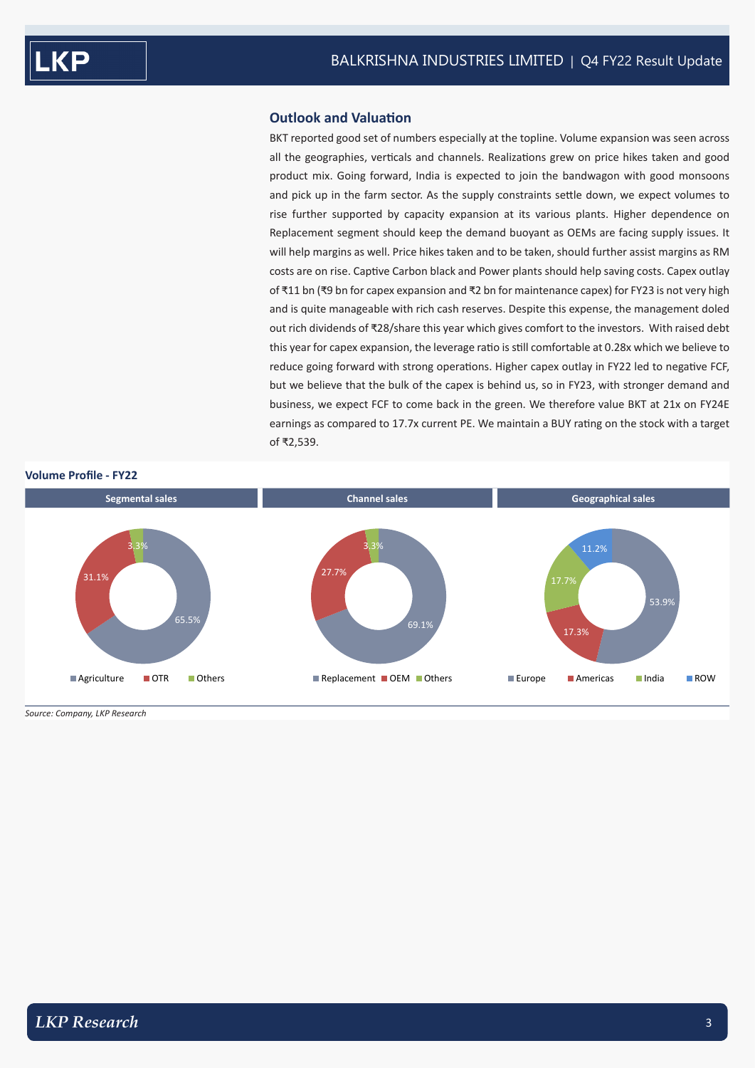## Outlook and Valuation

BKT reported good set of numbers especially at the topline. Volume expansion was seen across all the geographies, verticals and channels. Realizations grew on price hikes taken and good product mix. Going forward, India is expected to join the bandwagon with good monsoons and pick up in the farm sector. As the supply constraints settle down, we expect volumes to rise further supported by capacity expansion at its various plants. Higher dependence on Replacement segment should keep the demand buoyant as OEMs are facing supply issues. It will help margins as well. Price hikes taken and to be taken, should further assist margins as RM costs are on rise. Captive Carbon black and Power plants should help saving costs. Capex outlay of ₹11 bn (₹9 bn for capex expansion and ₹2 bn for maintenance capex) for FY23 is not very high and is quite manageable with rich cash reserves. Despite this expense, the management doled out rich dividends of ₹28/share this year which gives comfort to the investors. With raised debt this year for capex expansion, the leverage ratio is still comfortable at 0.28x which we believe to reduce going forward with strong operations. Higher capex outlay in FY22 led to negative FCF, but we believe that the bulk of the capex is behind us, so in FY23, with stronger demand and business, we expect FCF to come back in the green. We therefore value BKT at 21x on FY24E earnings as compared to 17.7x current PE. We maintain a BUY rating on the stock with a target of ₹2,539.

**Volume Profile - FY22**

**Segmental sales**

| Segment | Share |
|---|---|
| Agriculture | 65.5% |
| OTR | 31.1% |
| Others | 3.3% |

**Channel sales**

| Channel | Share |
|---|---|
| Replacement | 69.1% |
| OEM | 27.7% |
| Others | 3.3% |

**Geographical sales**

| Geography | Share |
|---|---|
| Europe | 53.9% |
| Americas | 17.3% |
| India | 17.7% |
| ROW | 11.2% |

*Source: Company, LKP Research*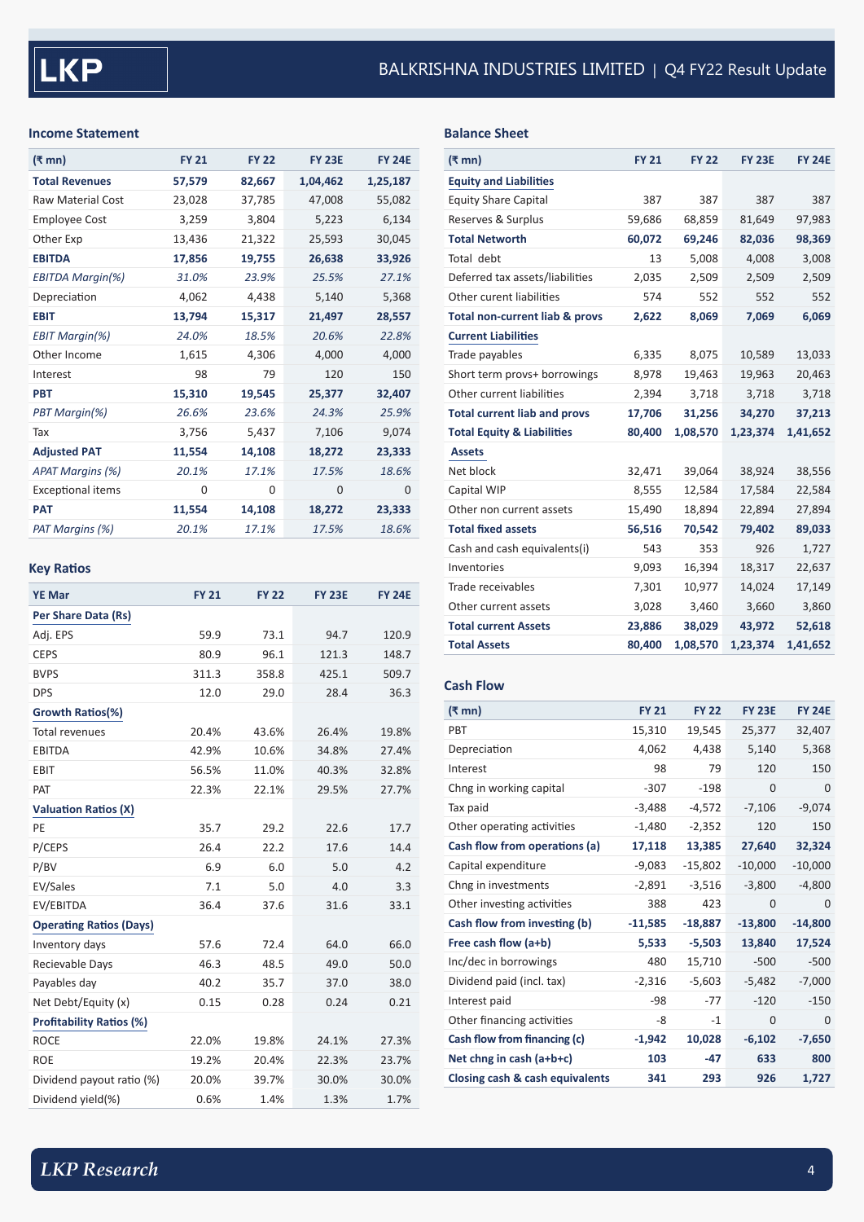## Income Statement

| (₹ mn) | FY 21 | FY 22 | FY 23E | FY 24E |
|---|---|---|---|---|
| **Total Revenues** | **57,579** | **82,667** | **1,04,462** | **1,25,187** |
| Raw Material Cost | 23,028 | 37,785 | 47,008 | 55,082 |
| Employee Cost | 3,259 | 3,804 | 5,223 | 6,134 |
| Other Exp | 13,436 | 21,322 | 25,593 | 30,045 |
| **EBITDA** | **17,856** | **19,755** | **26,638** | **33,926** |
| *EBITDA Margin(%)* | *31.0%* | *23.9%* | *25.5%* | *27.1%* |
| Depreciation | 4,062 | 4,438 | 5,140 | 5,368 |
| **EBIT** | **13,794** | **15,317** | **21,497** | **28,557** |
| *EBIT Margin(%)* | *24.0%* | *18.5%* | *20.6%* | *22.8%* |
| Other Income | 1,615 | 4,306 | 4,000 | 4,000 |
| Interest | 98 | 79 | 120 | 150 |
| **PBT** | **15,310** | **19,545** | **25,377** | **32,407** |
| *PBT Margin(%)* | *26.6%* | *23.6%* | *24.3%* | *25.9%* |
| Tax | 3,756 | 5,437 | 7,106 | 9,074 |
| **Adjusted PAT** | **11,554** | **14,108** | **18,272** | **23,333** |
| *APAT Margins (%)* | *20.1%* | *17.1%* | *17.5%* | *18.6%* |
| Exceptional items | 0 | 0 | 0 | 0 |
| **PAT** | **11,554** | **14,108** | **18,272** | **23,333** |
| *PAT Margins (%)* | *20.1%* | *17.1%* | *17.5%* | *18.6%* |

## Key Ratios

| YE Mar | FY 21 | FY 22 | FY 23E | FY 24E |
|---|---|---|---|---|
| **Per Share Data (Rs)** | | | | |
| Adj. EPS | 59.9 | 73.1 | 94.7 | 120.9 |
| CEPS | 80.9 | 96.1 | 121.3 | 148.7 |
| BVPS | 311.3 | 358.8 | 425.1 | 509.7 |
| DPS | 12.0 | 29.0 | 28.4 | 36.3 |
| **Growth Ratios(%)** | | | | |
| Total revenues | 20.4% | 43.6% | 26.4% | 19.8% |
| EBITDA | 42.9% | 10.6% | 34.8% | 27.4% |
| EBIT | 56.5% | 11.0% | 40.3% | 32.8% |
| PAT | 22.3% | 22.1% | 29.5% | 27.7% |
| **Valuation Ratios (X)** | | | | |
| PE | 35.7 | 29.2 | 22.6 | 17.7 |
| P/CEPS | 26.4 | 22.2 | 17.6 | 14.4 |
| P/BV | 6.9 | 6.0 | 5.0 | 4.2 |
| EV/Sales | 7.1 | 5.0 | 4.0 | 3.3 |
| EV/EBITDA | 36.4 | 37.6 | 31.6 | 33.1 |
| **Operating Ratios (Days)** | | | | |
| Inventory days | 57.6 | 72.4 | 64.0 | 66.0 |
| Recievable Days | 46.3 | 48.5 | 49.0 | 50.0 |
| Payables day | 40.2 | 35.7 | 37.0 | 38.0 |
| Net Debt/Equity (x) | 0.15 | 0.28 | 0.24 | 0.21 |
| **Profitability Ratios (%)** | | | | |
| ROCE | 22.0% | 19.8% | 24.1% | 27.3% |
| ROE | 19.2% | 20.4% | 22.3% | 23.7% |
| Dividend payout ratio (%) | 20.0% | 39.7% | 30.0% | 30.0% |
| Dividend yield(%) | 0.6% | 1.4% | 1.3% | 1.7% |

## Balance Sheet

| (₹ mn) | FY 21 | FY 22 | FY 23E | FY 24E |
|---|---|---|---|---|
| **Equity and Liabilities** | | | | |
| Equity Share Capital | 387 | 387 | 387 | 387 |
| Reserves & Surplus | 59,686 | 68,859 | 81,649 | 97,983 |
| **Total Networth** | **60,072** | **69,246** | **82,036** | **98,369** |
| Total debt | 13 | 5,008 | 4,008 | 3,008 |
| Deferred tax assets/liabilities | 2,035 | 2,509 | 2,509 | 2,509 |
| Other curent liabilities | 574 | 552 | 552 | 552 |
| **Total non-current liab & provs** | **2,622** | **8,069** | **7,069** | **6,069** |
| **Current Liabilities** | | | | |
| Trade payables | 6,335 | 8,075 | 10,589 | 13,033 |
| Short term provs+ borrowings | 8,978 | 19,463 | 19,963 | 20,463 |
| Other current liabilities | 2,394 | 3,718 | 3,718 | 3,718 |
| **Total current liab and provs** | **17,706** | **31,256** | **34,270** | **37,213** |
| **Total Equity & Liabilities** | **80,400** | **1,08,570** | **1,23,374** | **1,41,652** |
| **Assets** | | | | |
| Net block | 32,471 | 39,064 | 38,924 | 38,556 |
| Capital WIP | 8,555 | 12,584 | 17,584 | 22,584 |
| Other non current assets | 15,490 | 18,894 | 22,894 | 27,894 |
| **Total fixed assets** | **56,516** | **70,542** | **79,402** | **89,033** |
| Cash and cash equivalents(i) | 543 | 353 | 926 | 1,727 |
| Inventories | 9,093 | 16,394 | 18,317 | 22,637 |
| Trade receivables | 7,301 | 10,977 | 14,024 | 17,149 |
| Other current assets | 3,028 | 3,460 | 3,660 | 3,860 |
| **Total current Assets** | **23,886** | **38,029** | **43,972** | **52,618** |
| **Total Assets** | **80,400** | **1,08,570** | **1,23,374** | **1,41,652** |

## Cash Flow

| (₹ mn) | FY 21 | FY 22 | FY 23E | FY 24E |
|---|---|---|---|---|
| PBT | 15,310 | 19,545 | 25,377 | 32,407 |
| Depreciation | 4,062 | 4,438 | 5,140 | 5,368 |
| Interest | 98 | 79 | 120 | 150 |
| Chng in working capital | -307 | -198 | 0 | 0 |
| Tax paid | -3,488 | -4,572 | -7,106 | -9,074 |
| Other operating activities | -1,480 | -2,352 | 120 | 150 |
| **Cash flow from operations (a)** | **17,118** | **13,385** | **27,640** | **32,324** |
| Capital expenditure | -9,083 | -15,802 | -10,000 | -10,000 |
| Chng in investments | -2,891 | -3,516 | -3,800 | -4,800 |
| Other investing activities | 388 | 423 | 0 | 0 |
| **Cash flow from investing (b)** | **-11,585** | **-18,887** | **-13,800** | **-14,800** |
| **Free cash flow (a+b)** | **5,533** | **-5,503** | **13,840** | **17,524** |
| Inc/dec in borrowings | 480 | 15,710 | -500 | -500 |
| Dividend paid (incl. tax) | -2,316 | -5,603 | -5,482 | -7,000 |
| Interest paid | -98 | -77 | -120 | -150 |
| Other financing activities | -8 | -1 | 0 | 0 |
| **Cash flow from financing (c)** | **-1,942** | **10,028** | **-6,102** | **-7,650** |
| **Net chng in cash (a+b+c)** | **103** | **-47** | **633** | **800** |
| **Closing cash & cash equivalents** | **341** | **293** | **926** | **1,727** |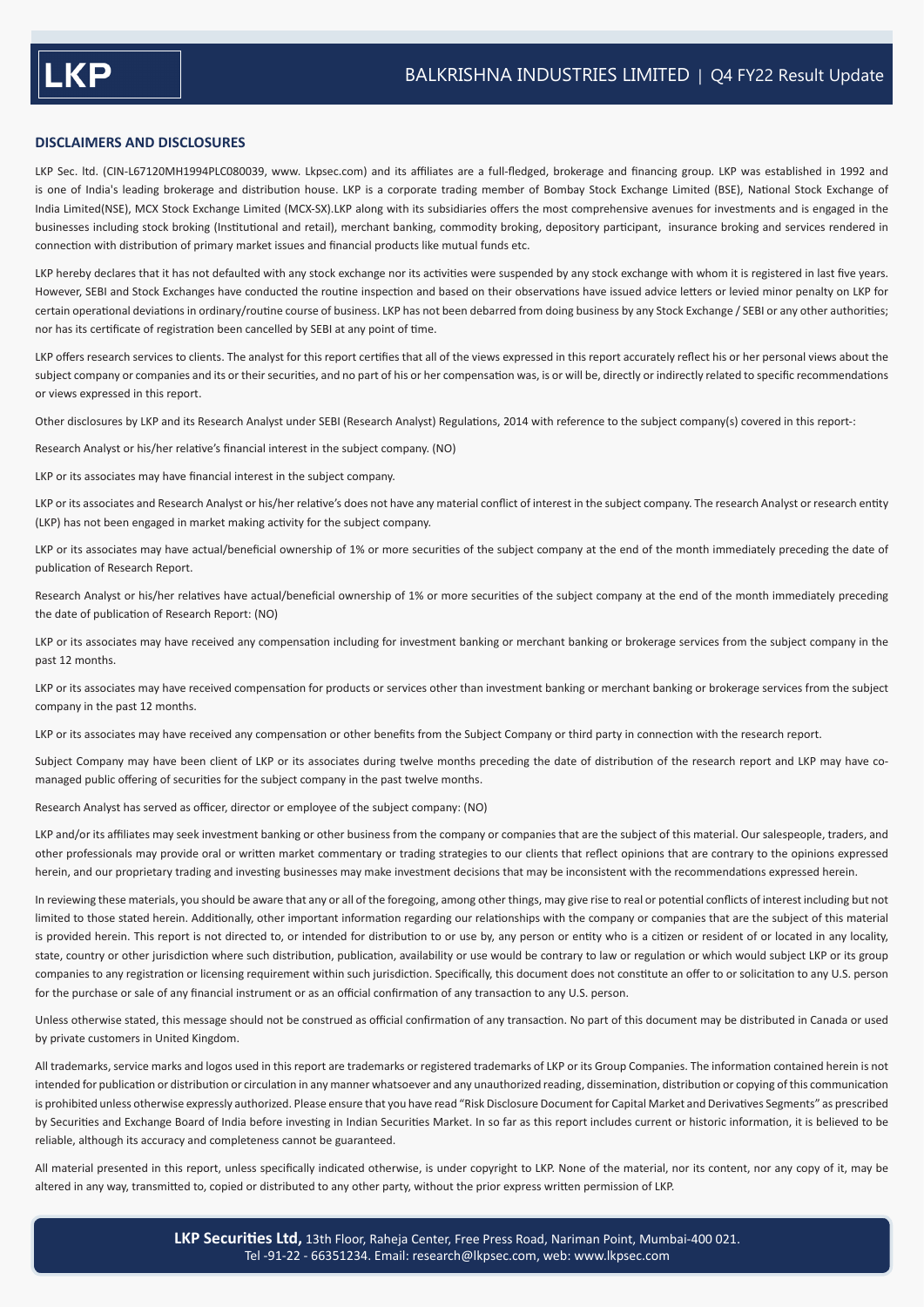## DISCLAIMERS AND DISCLOSURES

LKP Sec. ltd. (CIN-L67120MH1994PLC080039, www. Lkpsec.com) and its affiliates are a full-fledged, brokerage and financing group. LKP was established in 1992 and is one of India's leading brokerage and distribution house. LKP is a corporate trading member of Bombay Stock Exchange Limited (BSE), National Stock Exchange of India Limited(NSE), MCX Stock Exchange Limited (MCX-SX).LKP along with its subsidiaries offers the most comprehensive avenues for investments and is engaged in the businesses including stock broking (Institutional and retail), merchant banking, commodity broking, depository participant, insurance broking and services rendered in connection with distribution of primary market issues and financial products like mutual funds etc.

LKP hereby declares that it has not defaulted with any stock exchange nor its activities were suspended by any stock exchange with whom it is registered in last five years. However, SEBI and Stock Exchanges have conducted the routine inspection and based on their observations have issued advice letters or levied minor penalty on LKP for certain operational deviations in ordinary/routine course of business. LKP has not been debarred from doing business by any Stock Exchange / SEBI or any other authorities; nor has its certificate of registration been cancelled by SEBI at any point of time.

LKP offers research services to clients. The analyst for this report certifies that all of the views expressed in this report accurately reflect his or her personal views about the subject company or companies and its or their securities, and no part of his or her compensation was, is or will be, directly or indirectly related to specific recommendations or views expressed in this report.

Other disclosures by LKP and its Research Analyst under SEBI (Research Analyst) Regulations, 2014 with reference to the subject company(s) covered in this report-:

Research Analyst or his/her relative's financial interest in the subject company. (NO)

LKP or its associates may have financial interest in the subject company.

LKP or its associates and Research Analyst or his/her relative's does not have any material conflict of interest in the subject company. The research Analyst or research entity (LKP) has not been engaged in market making activity for the subject company.

LKP or its associates may have actual/beneficial ownership of 1% or more securities of the subject company at the end of the month immediately preceding the date of publication of Research Report.

Research Analyst or his/her relatives have actual/beneficial ownership of 1% or more securities of the subject company at the end of the month immediately preceding the date of publication of Research Report: (NO)

LKP or its associates may have received any compensation including for investment banking or merchant banking or brokerage services from the subject company in the past 12 months.

LKP or its associates may have received compensation for products or services other than investment banking or merchant banking or brokerage services from the subject company in the past 12 months.

LKP or its associates may have received any compensation or other benefits from the Subject Company or third party in connection with the research report.

Subject Company may have been client of LKP or its associates during twelve months preceding the date of distribution of the research report and LKP may have co-managed public offering of securities for the subject company in the past twelve months.

Research Analyst has served as officer, director or employee of the subject company: (NO)

LKP and/or its affiliates may seek investment banking or other business from the company or companies that are the subject of this material. Our salespeople, traders, and other professionals may provide oral or written market commentary or trading strategies to our clients that reflect opinions that are contrary to the opinions expressed herein, and our proprietary trading and investing businesses may make investment decisions that may be inconsistent with the recommendations expressed herein.

In reviewing these materials, you should be aware that any or all of the foregoing, among other things, may give rise to real or potential conflicts of interest including but not limited to those stated herein. Additionally, other important information regarding our relationships with the company or companies that are the subject of this material is provided herein. This report is not directed to, or intended for distribution to or use by, any person or entity who is a citizen or resident of or located in any locality, state, country or other jurisdiction where such distribution, publication, availability or use would be contrary to law or regulation or which would subject LKP or its group companies to any registration or licensing requirement within such jurisdiction. Specifically, this document does not constitute an offer to or solicitation to any U.S. person for the purchase or sale of any financial instrument or as an official confirmation of any transaction to any U.S. person.

Unless otherwise stated, this message should not be construed as official confirmation of any transaction. No part of this document may be distributed in Canada or used by private customers in United Kingdom.

All trademarks, service marks and logos used in this report are trademarks or registered trademarks of LKP or its Group Companies. The information contained herein is not intended for publication or distribution or circulation in any manner whatsoever and any unauthorized reading, dissemination, distribution or copying of this communication is prohibited unless otherwise expressly authorized. Please ensure that you have read "Risk Disclosure Document for Capital Market and Derivatives Segments" as prescribed by Securities and Exchange Board of India before investing in Indian Securities Market. In so far as this report includes current or historic information, it is believed to be reliable, although its accuracy and completeness cannot be guaranteed.

All material presented in this report, unless specifically indicated otherwise, is under copyright to LKP. None of the material, nor its content, nor any copy of it, may be altered in any way, transmitted to, copied or distributed to any other party, without the prior express written permission of LKP.

**LKP Securities Ltd,** 13th Floor, Raheja Center, Free Press Road, Nariman Point, Mumbai-400 021.
Tel -91-22 - 66351234. Email: research@lkpsec.com, web: www.lkpsec.com